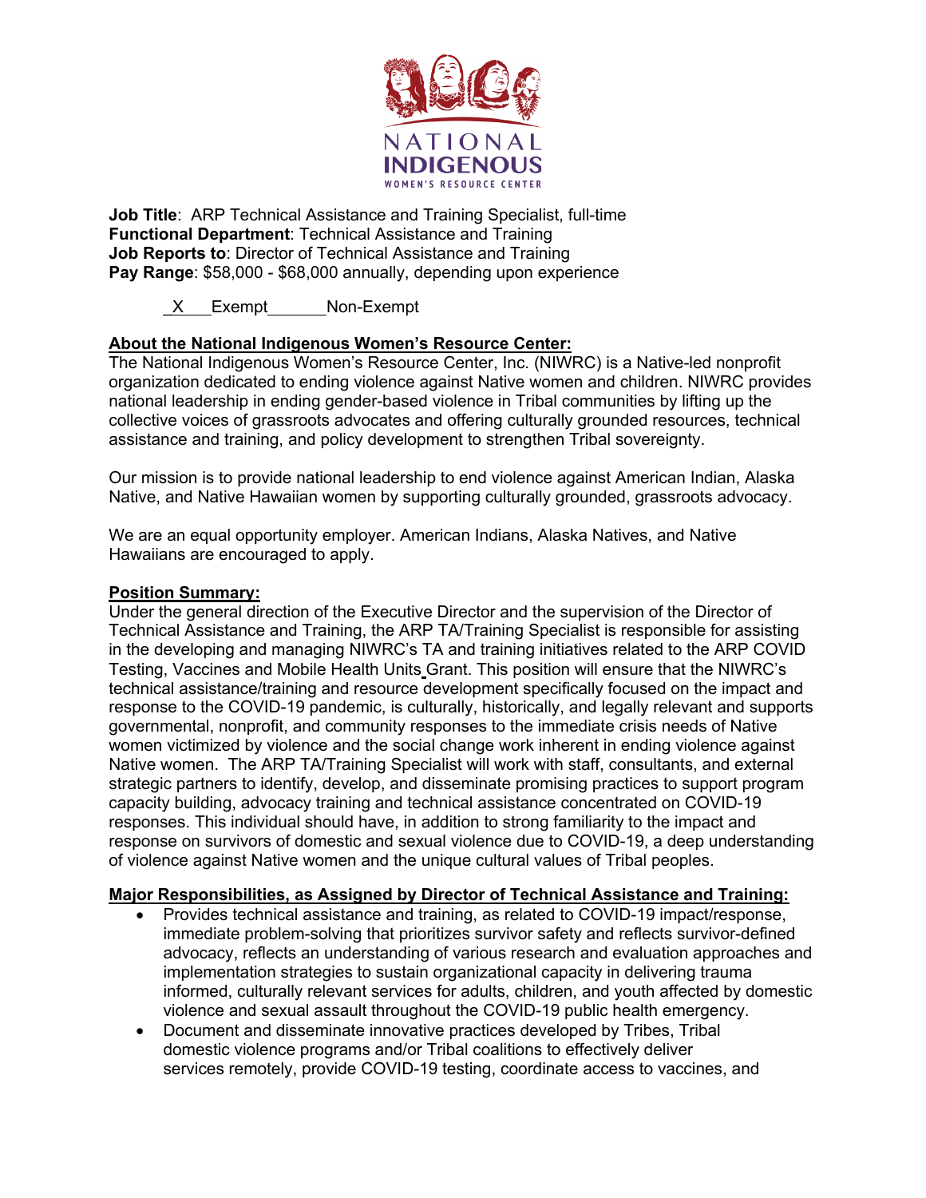NATIONAL INDIGENOUS WOMEN'S RESOURCE CENTER

**Job Title**: ARP Technical Assistance and Training Specialist, full-time
**Functional Department**: Technical Assistance and Training
**Job Reports to**: Director of Technical Assistance and Training
**Pay Range**: $58,000 - $68,000 annually, depending upon experience

\_X\_\_ Exempt \_\_\_\_\_\_ Non-Exempt

**About the National Indigenous Women's Resource Center:**

The National Indigenous Women's Resource Center, Inc. (NIWRC) is a Native-led nonprofit organization dedicated to ending violence against Native women and children. NIWRC provides national leadership in ending gender-based violence in Tribal communities by lifting up the collective voices of grassroots advocates and offering culturally grounded resources, technical assistance and training, and policy development to strengthen Tribal sovereignty.

Our mission is to provide national leadership to end violence against American Indian, Alaska Native, and Native Hawaiian women by supporting culturally grounded, grassroots advocacy.

We are an equal opportunity employer. American Indians, Alaska Natives, and Native Hawaiians are encouraged to apply.

**Position Summary:**

Under the general direction of the Executive Director and the supervision of the Director of Technical Assistance and Training, the ARP TA/Training Specialist is responsible for assisting in the developing and managing NIWRC's TA and training initiatives related to the ARP COVID Testing, Vaccines and Mobile Health Units Grant. This position will ensure that the NIWRC's technical assistance/training and resource development specifically focused on the impact and response to the COVID-19 pandemic, is culturally, historically, and legally relevant and supports governmental, nonprofit, and community responses to the immediate crisis needs of Native women victimized by violence and the social change work inherent in ending violence against Native women. The ARP TA/Training Specialist will work with staff, consultants, and external strategic partners to identify, develop, and disseminate promising practices to support program capacity building, advocacy training and technical assistance concentrated on COVID-19 responses. This individual should have, in addition to strong familiarity to the impact and response on survivors of domestic and sexual violence due to COVID-19, a deep understanding of violence against Native women and the unique cultural values of Tribal peoples.

**Major Responsibilities, as Assigned by Director of Technical Assistance and Training:**

- Provides technical assistance and training, as related to COVID-19 impact/response, immediate problem-solving that prioritizes survivor safety and reflects survivor-defined advocacy, reflects an understanding of various research and evaluation approaches and implementation strategies to sustain organizational capacity in delivering trauma informed, culturally relevant services for adults, children, and youth affected by domestic violence and sexual assault throughout the COVID-19 public health emergency.
- Document and disseminate innovative practices developed by Tribes, Tribal domestic violence programs and/or Tribal coalitions to effectively deliver services remotely, provide COVID-19 testing, coordinate access to vaccines, and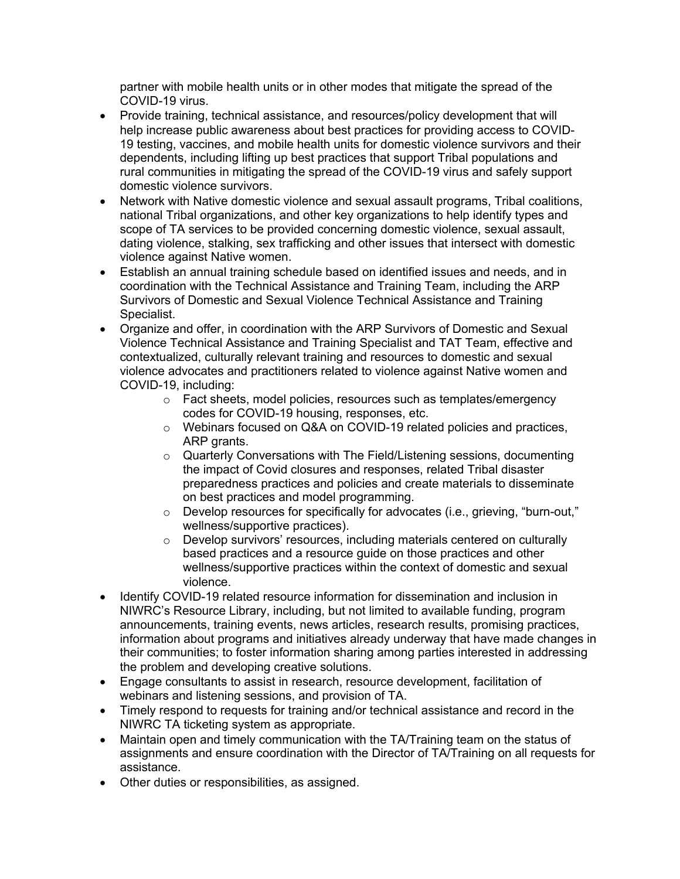partner with mobile health units or in other modes that mitigate the spread of the COVID-19 virus.

- Provide training, technical assistance, and resources/policy development that will help increase public awareness about best practices for providing access to COVID-19 testing, vaccines, and mobile health units for domestic violence survivors and their dependents, including lifting up best practices that support Tribal populations and rural communities in mitigating the spread of the COVID-19 virus and safely support domestic violence survivors.
- Network with Native domestic violence and sexual assault programs, Tribal coalitions, national Tribal organizations, and other key organizations to help identify types and scope of TA services to be provided concerning domestic violence, sexual assault, dating violence, stalking, sex trafficking and other issues that intersect with domestic violence against Native women.
- Establish an annual training schedule based on identified issues and needs, and in coordination with the Technical Assistance and Training Team, including the ARP Survivors of Domestic and Sexual Violence Technical Assistance and Training Specialist.
- Organize and offer, in coordination with the ARP Survivors of Domestic and Sexual Violence Technical Assistance and Training Specialist and TAT Team, effective and contextualized, culturally relevant training and resources to domestic and sexual violence advocates and practitioners related to violence against Native women and COVID-19, including:
    - Fact sheets, model policies, resources such as templates/emergency codes for COVID-19 housing, responses, etc.
    - Webinars focused on Q&A on COVID-19 related policies and practices, ARP grants.
    - Quarterly Conversations with The Field/Listening sessions, documenting the impact of Covid closures and responses, related Tribal disaster preparedness practices and policies and create materials to disseminate on best practices and model programming.
    - Develop resources for specifically for advocates (i.e., grieving, "burn-out," wellness/supportive practices).
    - Develop survivors' resources, including materials centered on culturally based practices and a resource guide on those practices and other wellness/supportive practices within the context of domestic and sexual violence.
- Identify COVID-19 related resource information for dissemination and inclusion in NIWRC's Resource Library, including, but not limited to available funding, program announcements, training events, news articles, research results, promising practices, information about programs and initiatives already underway that have made changes in their communities; to foster information sharing among parties interested in addressing the problem and developing creative solutions.
- Engage consultants to assist in research, resource development, facilitation of webinars and listening sessions, and provision of TA.
- Timely respond to requests for training and/or technical assistance and record in the NIWRC TA ticketing system as appropriate.
- Maintain open and timely communication with the TA/Training team on the status of assignments and ensure coordination with the Director of TA/Training on all requests for assistance.
- Other duties or responsibilities, as assigned.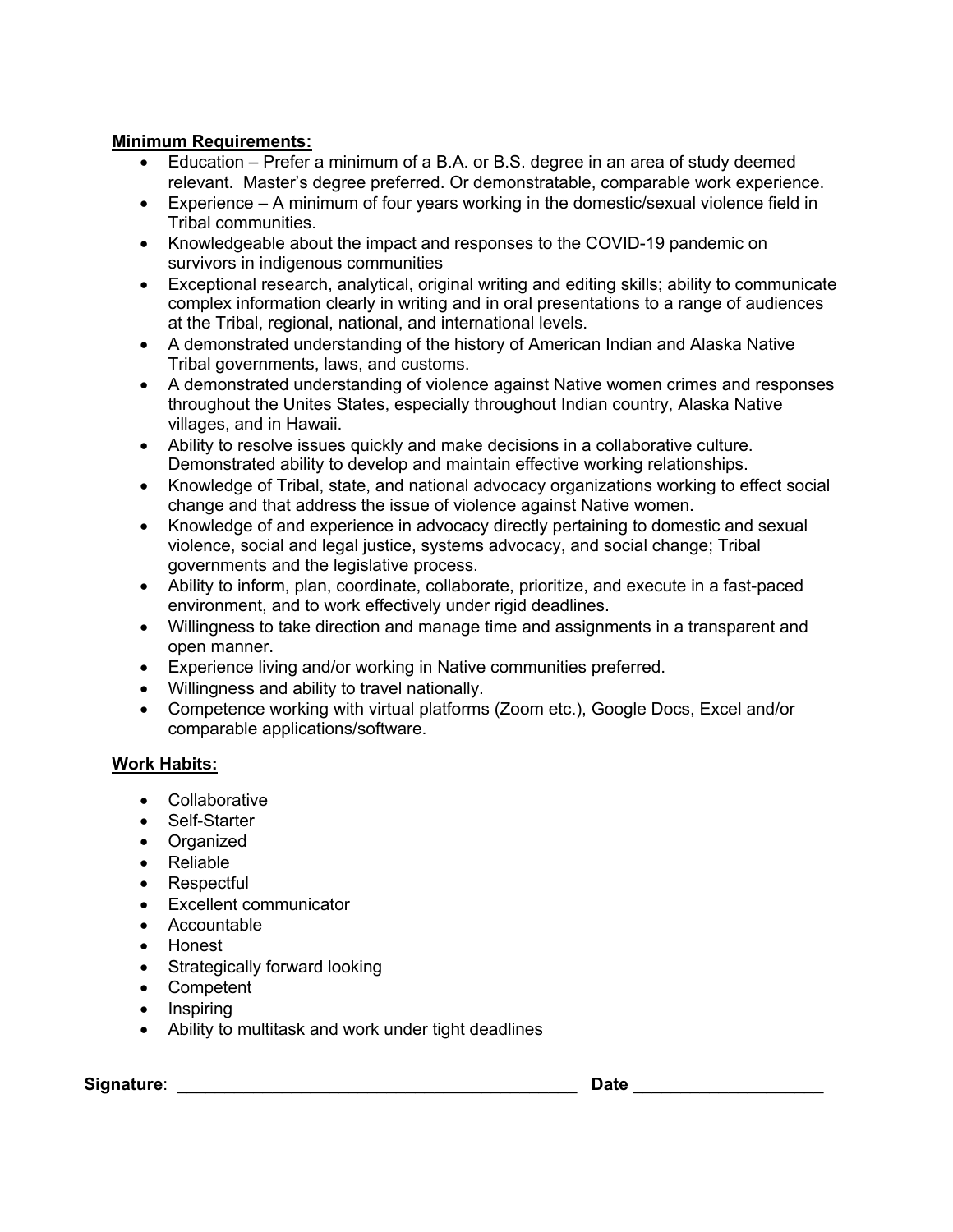**Minimum Requirements:**

- Education – Prefer a minimum of a B.A. or B.S. degree in an area of study deemed relevant. Master's degree preferred. Or demonstratable, comparable work experience.
- Experience – A minimum of four years working in the domestic/sexual violence field in Tribal communities.
- Knowledgeable about the impact and responses to the COVID-19 pandemic on survivors in indigenous communities
- Exceptional research, analytical, original writing and editing skills; ability to communicate complex information clearly in writing and in oral presentations to a range of audiences at the Tribal, regional, national, and international levels.
- A demonstrated understanding of the history of American Indian and Alaska Native Tribal governments, laws, and customs.
- A demonstrated understanding of violence against Native women crimes and responses throughout the Unites States, especially throughout Indian country, Alaska Native villages, and in Hawaii.
- Ability to resolve issues quickly and make decisions in a collaborative culture. Demonstrated ability to develop and maintain effective working relationships.
- Knowledge of Tribal, state, and national advocacy organizations working to effect social change and that address the issue of violence against Native women.
- Knowledge of and experience in advocacy directly pertaining to domestic and sexual violence, social and legal justice, systems advocacy, and social change; Tribal governments and the legislative process.
- Ability to inform, plan, coordinate, collaborate, prioritize, and execute in a fast-paced environment, and to work effectively under rigid deadlines.
- Willingness to take direction and manage time and assignments in a transparent and open manner.
- Experience living and/or working in Native communities preferred.
- Willingness and ability to travel nationally.
- Competence working with virtual platforms (Zoom etc.), Google Docs, Excel and/or comparable applications/software.

**Work Habits:**

- Collaborative
- Self-Starter
- Organized
- Reliable
- Respectful
- Excellent communicator
- Accountable
- Honest
- Strategically forward looking
- Competent
- Inspiring
- Ability to multitask and work under tight deadlines

**Signature**: \_\_\_\_\_\_\_\_\_\_\_\_\_\_\_\_\_\_\_\_\_\_\_\_\_\_\_\_\_\_\_\_\_\_\_\_\_\_\_\_\_\_ **Date** \_\_\_\_\_\_\_\_\_\_\_\_\_\_\_\_\_\_\_\_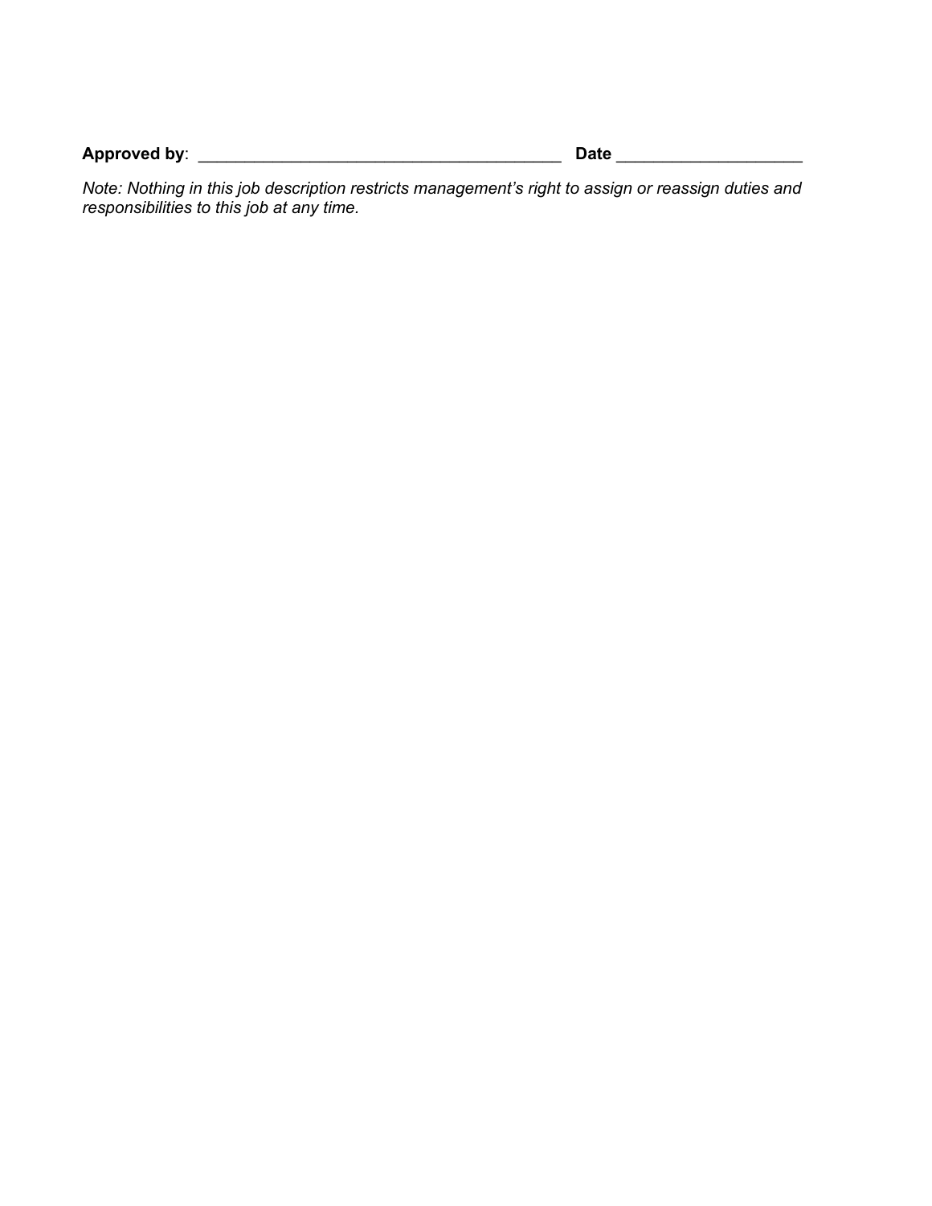**Approved by**: ________________________________________ **Date** ____________________

*Note: Nothing in this job description restricts management's right to assign or reassign duties and responsibilities to this job at any time.*